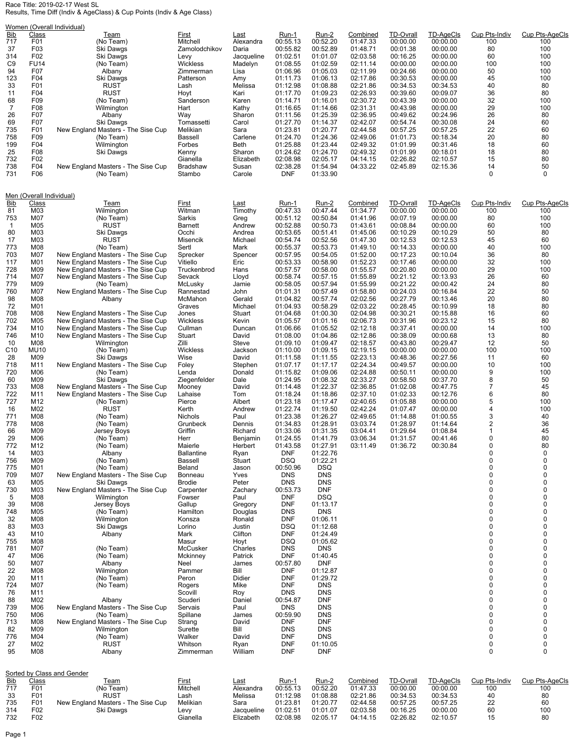Race Title: 2019-02-17 West SL

Results, Time Diff (Indiv & AgeClass) & Cup Points (Indiv & Age Class)

## Women (Overall Individual)

| Bib | Class | Team | First | Last | Run-1 | Run-2 | Combined | TD-Ovrall | TD-AgeCls | Cup Pts-Indiv | Cup Pts-AgeCls |
|---|---|---|---|---|---|---|---|---|---|---|---|
| 717 | F01 | (No Team) | Mitchell | Alexandra | 00:55.13 | 00:52.20 | 01:47.33 | 00:00.00 | 00:00.00 | 100 | 100 |
| 37 | F03 | Ski Dawgs | Zamolodchikov | Daria | 00:55.82 | 00:52.89 | 01:48.71 | 00:01.38 | 00:00.00 | 80 | 100 |
| 314 | F02 | Ski Dawgs | Levy | Jacqueline | 01:02.51 | 01:01.07 | 02:03.58 | 00:16.25 | 00:00.00 | 60 | 100 |
| C9 | FU14 | (No Team) | Wickless | Madelyn | 01:08.55 | 01:02.59 | 02:11.14 | 00:00.00 | 00:00.00 | 100 | 100 |
| 94 | F07 | Albany | Zimmerman | Lisa | 01:06.96 | 01:05.03 | 02:11.99 | 00:24.66 | 00:00.00 | 50 | 100 |
| 123 | F04 | Ski Dawgs | Patterson | Amy | 01:11.73 | 01:06.13 | 02:17.86 | 00:30.53 | 00:00.00 | 45 | 100 |
| 33 | F01 | RUST | Lash | Melissa | 01:12.98 | 01:08.88 | 02:21.86 | 00:34.53 | 00:34.53 | 40 | 80 |
| 11 | F04 | RUST | Hoyt | Kari | 01:17.70 | 01:09.23 | 02:26.93 | 00:39.60 | 00:09.07 | 36 | 80 |
| 68 | F09 | (No Team) | Sanderson | Karen | 01:14.71 | 01:16.01 | 02:30.72 | 00:43.39 | 00:00.00 | 32 | 100 |
| 7 | F08 | Wilmington | Hart | Kathy | 01:16.65 | 01:14.66 | 02:31.31 | 00:43.98 | 00:00.00 | 29 | 100 |
| 26 | F07 | Albany | Way | Sharon | 01:11.56 | 01:25.39 | 02:36.95 | 00:49.62 | 00:24.96 | 26 | 80 |
| 69 | F07 | Ski Dawgs | Tomassetti | Carol | 01:27.70 | 01:14.37 | 02:42.07 | 00:54.74 | 00:30.08 | 24 | 60 |
| 735 | F01 | New England Masters - The Sise Cup | Melikian | Sara | 01:23.81 | 01:20.77 | 02:44.58 | 00:57.25 | 00:57.25 | 22 | 60 |
| 758 | F09 | (No Team) | Bassell | Carlene | 01:24.70 | 01:24.36 | 02:49.06 | 01:01.73 | 00:18.34 | 20 | 80 |
| 199 | F04 | Wilmington | Forbes | Beth | 01:25.88 | 01:23.44 | 02:49.32 | 01:01.99 | 00:31.46 | 18 | 60 |
| 25 | F08 | Ski Dawgs | Kenny | Sharon | 01:24.62 | 01:24.70 | 02:49.32 | 01:01.99 | 00:18.01 | 18 | 80 |
| 732 | F02 | | Gianella | Elizabeth | 02:08.98 | 02:05.17 | 04:14.15 | 02:26.82 | 02:10.57 | 15 | 80 |
| 738 | F04 | New England Masters - The Sise Cup | Bradshaw | Susan | 02:38.28 | 01:54.94 | 04:33.22 | 02:45.89 | 02:15.36 | 14 | 50 |
| 731 | F06 | (No Team) | Stambo | Carole | DNF | 01:33.90 | | | | 0 | 0 |

## Men (Overall Individual)

| Bib | Class | Team | First | Last | Run-1 | Run-2 | Combined | TD-Ovrall | TD-AgeCls | Cup Pts-Indiv | Cup Pts-AgeCls |
|---|---|---|---|---|---|---|---|---|---|---|---|
| 81 | M03 | Wilmington | Witman | Timothy | 00:47.33 | 00:47.44 | 01:34.77 | 00:00.00 | 00:00.00 | 100 | 100 |
| 753 | M07 | (No Team) | Sarkis | Greg | 00:51.12 | 00:50.84 | 01:41.96 | 00:07.19 | 00:00.00 | 80 | 100 |
| 1 | M05 | RUST | Barnett | Andrew | 00:52.88 | 00:50.73 | 01:43.61 | 00:08.84 | 00:00.00 | 60 | 100 |
| 80 | M03 | Ski Dawgs | Occhi | Andrea | 00:53.65 | 00:51.41 | 01:45.06 | 00:10.29 | 00:10.29 | 50 | 80 |
| 17 | M03 | RUST | Misencik | Michael | 00:54.74 | 00:52.56 | 01:47.30 | 00:12.53 | 00:12.53 | 45 | 60 |
| 773 | M08 | (No Team) | Sertl | Mark | 00:55.37 | 00:53.73 | 01:49.10 | 00:14.33 | 00:00.00 | 40 | 100 |
| 703 | M07 | New England Masters - The Sise Cup | Sprecker | Spencer | 00:57.95 | 00:54.05 | 01:52.00 | 00:17.23 | 00:10.04 | 36 | 80 |
| 117 | M01 | New England Masters - The Sise Cup | Vitiello | Eric | 00:53.33 | 00:58.90 | 01:52.23 | 00:17.46 | 00:00.00 | 32 | 100 |
| 728 | M09 | New England Masters - The Sise Cup | Truckenbrod | Hans | 00:57.57 | 00:58.00 | 01:55.57 | 00:20.80 | 00:00.00 | 29 | 100 |
| 714 | M07 | New England Masters - The Sise Cup | Sevack | Lloyd | 00:58.74 | 00:57.15 | 01:55.89 | 00:21.12 | 00:13.93 | 26 | 60 |
| 779 | M09 | (No Team) | McLusky | Jamie | 00:58.05 | 00:57.94 | 01:55.99 | 00:21.22 | 00:00.42 | 24 | 80 |
| 760 | M07 | New England Masters - The Sise Cup | Rannestad | John | 01:01.31 | 00:57.49 | 01:58.80 | 00:24.03 | 00:16.84 | 22 | 50 |
| 98 | M08 | Albany | McMahon | Gerald | 01:04.82 | 00:57.74 | 02:02.56 | 00:27.79 | 00:13.46 | 20 | 80 |
| 72 | M01 | | Graves | Michael | 01:04.93 | 00:58.29 | 02:03.22 | 00:28.45 | 00:10.99 | 18 | 80 |
| 708 | M08 | New England Masters - The Sise Cup | Jones | Stuart | 01:04.68 | 01:00.30 | 02:04.98 | 00:30.21 | 00:15.88 | 16 | 60 |
| 702 | M05 | New England Masters - The Sise Cup | Wickless | Kevin | 01:05.57 | 01:01.16 | 02:06.73 | 00:31.96 | 00:23.12 | 15 | 80 |
| 734 | M10 | New England Masters - The Sise Cup | Cullman | Duncan | 01:06.66 | 01:05.52 | 02:12.18 | 00:37.41 | 00:00.00 | 14 | 100 |
| 746 | M10 | New England Masters - The Sise Cup | Stuart | David | 01:08.00 | 01:04.86 | 02:12.86 | 00:38.09 | 00:00.68 | 13 | 80 |
| 10 | M08 | Wilmington | Zilli | Steve | 01:09.10 | 01:09.47 | 02:18.57 | 00:43.80 | 00:29.47 | 12 | 50 |
| C10 | MU10 | (No Team) | Wickless | Jackson | 01:10.00 | 01:09.15 | 02:19.15 | 00:00.00 | 00:00.00 | 100 | 100 |
| 28 | M09 | Ski Dawgs | Wise | David | 01:11.58 | 01:11.55 | 02:23.13 | 00:48.36 | 00:27.56 | 11 | 60 |
| 718 | M11 | New England Masters - The Sise Cup | Foley | Stephen | 01:07.17 | 01:17.17 | 02:24.34 | 00:49.57 | 00:00.00 | 10 | 100 |
| 720 | M06 | (No Team) | Lenda | Donald | 01:15.82 | 01:09.06 | 02:24.88 | 00:50.11 | 00:00.00 | 9 | 100 |
| 60 | M09 | Ski Dawgs | Ziegenfelder | Dale | 01:24.95 | 01:08.32 | 02:33.27 | 00:58.50 | 00:37.70 | 8 | 50 |
| 733 | M08 | New England Masters - The Sise Cup | Mooney | David | 01:14.48 | 01:22.37 | 02:36.85 | 01:02.08 | 00:47.75 | 7 | 45 |
| 722 | M11 | New England Masters - The Sise Cup | Lahaise | Tom | 01:18.24 | 01:18.86 | 02:37.10 | 01:02.33 | 00:12.76 | 6 | 80 |
| 727 | M12 | (No Team) | Pierce | Albert | 01:23.18 | 01:17.47 | 02:40.65 | 01:05.88 | 00:00.00 | 5 | 100 |
| 16 | M02 | RUST | Kerth | Andrew | 01:22.74 | 01:19.50 | 02:42.24 | 01:07.47 | 00:00.00 | 4 | 100 |
| 771 | M08 | (No Team) | Nichols | Paul | 01:23.38 | 01:26.27 | 02:49.65 | 01:14.88 | 01:00.55 | 3 | 40 |
| 778 | M08 | (No Team) | Grunbeck | Dennis | 01:34.83 | 01:28.91 | 03:03.74 | 01:28.97 | 01:14.64 | 2 | 36 |
| 66 | M09 | Jersey Boys | Griffin | Richard | 01:33.06 | 01:31.35 | 03:04.41 | 01:29.64 | 01:08.84 | 1 | 45 |
| 29 | M06 | (No Team) | Herr | Benjamin | 01:24.55 | 01:41.79 | 03:06.34 | 01:31.57 | 00:41.46 | 0 | 80 |
| 772 | M12 | (No Team) | Maierle | Herbert | 01:43.58 | 01:27.91 | 03:11.49 | 01:36.72 | 00:30.84 | 0 | 80 |
| 14 | M03 | Albany | Ballantine | Ryan | DNF | 01:22.76 | | | | 0 | 0 |
| 756 | M09 | (No Team) | Bassell | Stuart | DSQ | 01:22.21 | | | | 0 | 0 |
| 775 | M01 | (No Team) | Beland | Jason | 00:50.96 | DSQ | | | | 0 | 0 |
| 709 | M07 | New England Masters - The Sise Cup | Bonneau | Yves | DNS | DNS | | | | 0 | 0 |
| 63 | M05 | Ski Dawgs | Brodie | Peter | DNS | DNS | | | | 0 | 0 |
| 730 | M03 | New England Masters - The Sise Cup | Carpenter | Zachary | 00:53.73 | DNF | | | | 0 | 0 |
| 5 | M08 | Wilmington | Fowser | Paul | DNF | DSQ | | | | 0 | 0 |
| 39 | M08 | Jersey Boys | Gallup | Gregory | DNF | 01:13.17 | | | | 0 | 0 |
| 748 | M05 | (No Team) | Hamilton | Douglas | DNS | DNS | | | | 0 | 0 |
| 32 | M08 | Wilmington | Konsza | Ronald | DNF | 01:06.11 | | | | 0 | 0 |
| 83 | M03 | Ski Dawgs | Lorino | Justin | DSQ | 01:12.68 | | | | 0 | 0 |
| 43 | M10 | Albany | Mark | Clifton | DNF | 01:24.49 | | | | 0 | 0 |
| 755 | M08 | | Masur | Hoyt | DSQ | 01:05.62 | | | | 0 | 0 |
| 781 | M07 | (No Team) | McCusker | Charles | DNS | DNS | | | | 0 | 0 |
| 47 | M06 | (No Team) | Mckinney | Patrick | DNF | 01:40.45 | | | | 0 | 0 |
| 50 | M07 | Albany | Neel | James | 00:57.80 | DNF | | | | 0 | 0 |
| 22 | M08 | Wilmington | Pammer | Bill | DNF | 01:12.87 | | | | 0 | 0 |
| 20 | M11 | (No Team) | Peron | Didier | DNF | 01:29.72 | | | | 0 | 0 |
| 724 | M07 | (No Team) | Rogers | Mike | DNF | DNS | | | | 0 | 0 |
| 76 | M11 | | Scovill | Roy | DNS | DNS | | | | 0 | 0 |
| 88 | M02 | Albany | Scuderi | Daniel | 00:54.87 | DNF | | | | 0 | 0 |
| 739 | M06 | New England Masters - The Sise Cup | Servais | Paul | DNS | DNS | | | | 0 | 0 |
| 750 | M06 | (No Team) | Spillane | James | 00:59.90 | DNS | | | | 0 | 0 |
| 713 | M08 | New England Masters - The Sise Cup | Strang | David | DNF | DNF | | | | 0 | 0 |
| 82 | M09 | Wilmington | Surette | Bill | DNS | DNS | | | | 0 | 0 |
| 776 | M04 | (No Team) | Walker | David | DNF | DNS | | | | 0 | 0 |
| 27 | M02 | RUST | Whitson | Ryan | DNF | 01:10.05 | | | | 0 | 0 |
| 95 | M08 | Albany | Zimmerman | William | DNF | DNF | | | | 0 | 0 |

## Sorted by Class and Gender

| Bib | Class | Team | First | Last | Run-1 | Run-2 | Combined | TD-Ovrall | TD-AgeCls | Cup Pts-Indiv | Cup Pts-AgeCls |
|---|---|---|---|---|---|---|---|---|---|---|---|
| 717 | F01 | (No Team) | Mitchell | Alexandra | 00:55.13 | 00:52.20 | 01:47.33 | 00:00.00 | 00:00.00 | 100 | 100 |
| 33 | F01 | RUST | Lash | Melissa | 01:12.98 | 01:08.88 | 02:21.86 | 00:34.53 | 00:34.53 | 40 | 80 |
| 735 | F01 | New England Masters - The Sise Cup | Melikian | Sara | 01:23.81 | 01:20.77 | 02:44.58 | 00:57.25 | 00:57.25 | 22 | 60 |
| 314 | F02 | Ski Dawgs | Levy | Jacqueline | 01:02.51 | 01:01.07 | 02:03.58 | 00:16.25 | 00:00.00 | 60 | 100 |
| 732 | F02 | | Gianella | Elizabeth | 02:08.98 | 02:05.17 | 04:14.15 | 02:26.82 | 02:10.57 | 15 | 80 |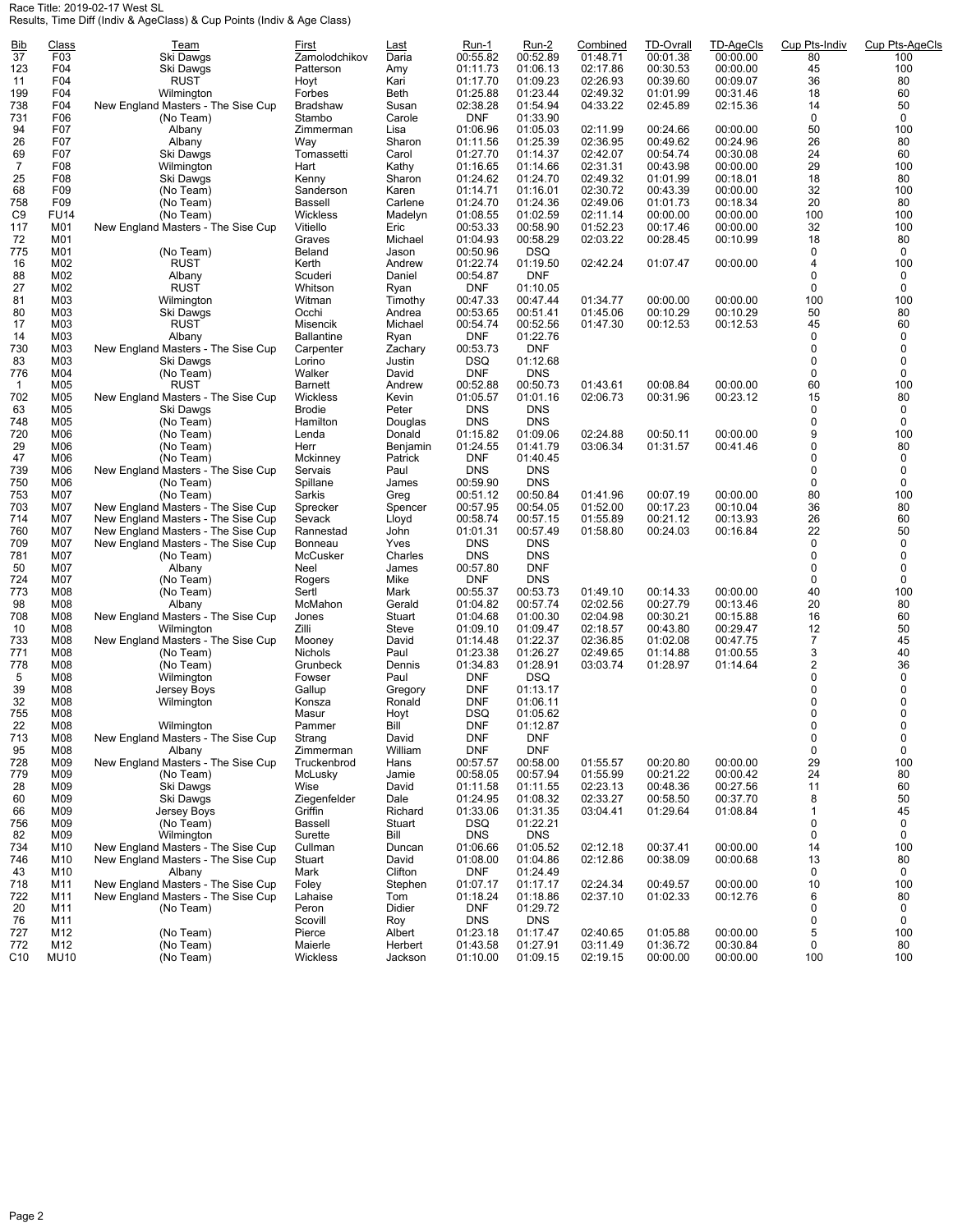Race Title: 2019-02-17 West SL
Results, Time Diff (Indiv & AgeClass) & Cup Points (Indiv & Age Class)

| Bib | Class | Team | First | Last | Run-1 | Run-2 | Combined | TD-Ovrall | TD-AgeCls | Cup Pts-Indiv | Cup Pts-AgeCls |
|---|---|---|---|---|---|---|---|---|---|---|---|
| 37 | F03 | Ski Dawgs | Zamolodchikov | Daria | 00:55.82 | 00:52.89 | 01:48.71 | 00:01.38 | 00:00.00 | 80 | 100 |
| 123 | F04 | Ski Dawgs | Patterson | Amy | 01:11.73 | 01:06.13 | 02:17.86 | 00:30.53 | 00:00.00 | 45 | 100 |
| 11 | F04 | RUST | Hoyt | Kari | 01:17.70 | 01:09.23 | 02:26.93 | 00:39.60 | 00:09.07 | 36 | 80 |
| 199 | F04 | Wilmington | Forbes | Beth | 01:25.88 | 01:23.44 | 02:49.32 | 01:01.99 | 00:31.46 | 18 | 60 |
| 738 | F04 | New England Masters - The Sise Cup | Bradshaw | Susan | 02:38.28 | 01:54.94 | 04:33.22 | 02:45.89 | 02:15.36 | 14 | 50 |
| 731 | F06 | (No Team) | Stambo | Carole | DNF | 01:33.90 | | | | 0 | 0 |
| 94 | F07 | Albany | Zimmerman | Lisa | 01:06.96 | 01:05.03 | 02:11.99 | 00:24.66 | 00:00.00 | 50 | 100 |
| 26 | F07 | Albany | Way | Sharon | 01:11.56 | 01:25.39 | 02:36.95 | 00:49.62 | 00:24.96 | 26 | 80 |
| 69 | F07 | Ski Dawgs | Tomassetti | Carol | 01:27.70 | 01:14.37 | 02:42.07 | 00:54.74 | 00:30.08 | 24 | 60 |
| 7 | F08 | Wilmington | Hart | Kathy | 01:16.65 | 01:14.66 | 02:31.31 | 00:43.98 | 00:00.00 | 29 | 100 |
| 25 | F08 | Ski Dawgs | Kenny | Sharon | 01:24.62 | 01:24.70 | 02:49.32 | 01:01.99 | 00:18.01 | 18 | 80 |
| 68 | F09 | (No Team) | Sanderson | Karen | 01:14.71 | 01:16.01 | 02:30.72 | 00:43.39 | 00:00.00 | 32 | 100 |
| 758 | F09 | (No Team) | Bassell | Carlene | 01:24.70 | 01:24.36 | 02:49.06 | 01:01.73 | 00:18.34 | 20 | 80 |
| C9 | FU14 | (No Team) | Wickless | Madelyn | 01:08.55 | 01:02.59 | 02:11.14 | 00:00.00 | 00:00.00 | 100 | 100 |
| 117 | M01 | New England Masters - The Sise Cup | Vitiello | Eric | 00:53.33 | 00:58.90 | 01:52.23 | 00:17.46 | 00:00.00 | 32 | 100 |
| 72 | M01 | | Graves | Michael | 01:04.93 | 00:58.29 | 02:03.22 | 00:28.45 | 00:10.99 | 18 | 80 |
| 775 | M01 | (No Team) | Beland | Jason | 00:50.96 | DSQ | | | | 0 | 0 |
| 16 | M02 | RUST | Kerth | Andrew | 01:22.74 | 01:19.50 | 02:42.24 | 01:07.47 | 00:00.00 | 4 | 100 |
| 88 | M02 | Albany | Scuderi | Daniel | 00:54.87 | DNF | | | | 0 | 0 |
| 27 | M02 | RUST | Whitson | Ryan | DNF | 01:10.05 | | | | 0 | 0 |
| 81 | M03 | Wilmington | Witman | Timothy | 00:47.33 | 00:47.44 | 01:34.77 | 00:00.00 | 00:00.00 | 100 | 100 |
| 80 | M03 | Ski Dawgs | Occhi | Andrea | 00:53.65 | 00:51.41 | 01:45.06 | 00:10.29 | 00:10.29 | 50 | 80 |
| 17 | M03 | RUST | Misencik | Michael | 00:54.74 | 00:52.56 | 01:47.30 | 00:12.53 | 00:12.53 | 45 | 60 |
| 14 | M03 | Albany | Ballantine | Ryan | DNF | 01:22.76 | | | | 0 | 0 |
| 730 | M03 | New England Masters - The Sise Cup | Carpenter | Zachary | 00:53.73 | DNF | | | | 0 | 0 |
| 83 | M03 | Ski Dawgs | Lorino | Justin | DSQ | 01:12.68 | | | | 0 | 0 |
| 776 | M04 | (No Team) | Walker | David | DNF | DNS | | | | 0 | 0 |
| 1 | M05 | RUST | Barnett | Andrew | 00:52.88 | 00:50.73 | 01:43.61 | 00:08.84 | 00:00.00 | 60 | 100 |
| 702 | M05 | New England Masters - The Sise Cup | Wickless | Kevin | 01:05.57 | 01:01.16 | 02:06.73 | 00:31.96 | 00:23.12 | 15 | 80 |
| 63 | M05 | Ski Dawgs | Brodie | Peter | DNS | DNS | | | | 0 | 0 |
| 748 | M05 | (No Team) | Hamilton | Douglas | DNS | DNS | | | | 0 | 0 |
| 720 | M06 | (No Team) | Lenda | Donald | 01:15.82 | 01:09.06 | 02:24.88 | 00:50.11 | 00:00.00 | 9 | 100 |
| 29 | M06 | (No Team) | Herr | Benjamin | 01:24.55 | 01:41.79 | 03:06.34 | 01:31.57 | 00:41.46 | 0 | 80 |
| 47 | M06 | (No Team) | Mckinney | Patrick | DNF | 01:40.45 | | | | 0 | 0 |
| 739 | M06 | New England Masters - The Sise Cup | Servais | Paul | DNS | DNS | | | | 0 | 0 |
| 750 | M06 | (No Team) | Spillane | James | 00:59.90 | DNS | | | | 0 | 0 |
| 753 | M07 | (No Team) | Sarkis | Greg | 00:51.12 | 00:50.84 | 01:41.96 | 00:07.19 | 00:00.00 | 80 | 100 |
| 703 | M07 | New England Masters - The Sise Cup | Sprecker | Spencer | 00:57.95 | 00:54.05 | 01:52.00 | 00:17.23 | 00:10.04 | 36 | 80 |
| 714 | M07 | New England Masters - The Sise Cup | Sevack | Lloyd | 00:58.74 | 00:57.15 | 01:55.89 | 00:21.12 | 00:13.93 | 26 | 60 |
| 760 | M07 | New England Masters - The Sise Cup | Rannestad | John | 01:01.31 | 00:57.49 | 01:58.80 | 00:24.03 | 00:16.84 | 22 | 50 |
| 709 | M07 | New England Masters - The Sise Cup | Bonneau | Yves | DNS | DNS | | | | 0 | 0 |
| 781 | M07 | (No Team) | McCusker | Charles | DNS | DNS | | | | 0 | 0 |
| 50 | M07 | Albany | Neel | James | 00:57.80 | DNF | | | | 0 | 0 |
| 724 | M07 | (No Team) | Rogers | Mike | DNF | DNS | | | | 0 | 0 |
| 773 | M08 | (No Team) | Sertl | Mark | 00:55.37 | 00:53.73 | 01:49.10 | 00:14.33 | 00:00.00 | 40 | 100 |
| 98 | M08 | Albany | McMahon | Gerald | 01:04.82 | 00:57.74 | 02:02.56 | 00:27.79 | 00:13.46 | 20 | 80 |
| 708 | M08 | New England Masters - The Sise Cup | Jones | Stuart | 01:04.68 | 01:00.30 | 02:04.98 | 00:30.21 | 00:15.88 | 16 | 60 |
| 10 | M08 | Wilmington | Zilli | Steve | 01:09.10 | 01:09.47 | 02:18.57 | 00:43.80 | 00:29.47 | 12 | 50 |
| 733 | M08 | New England Masters - The Sise Cup | Mooney | David | 01:14.48 | 01:22.37 | 02:36.85 | 01:02.08 | 00:47.75 | 7 | 45 |
| 771 | M08 | (No Team) | Nichols | Paul | 01:23.38 | 01:26.27 | 02:49.65 | 01:14.88 | 01:00.55 | 3 | 40 |
| 778 | M08 | (No Team) | Grunbeck | Dennis | 01:34.83 | 01:28.91 | 03:03.74 | 01:28.97 | 01:14.64 | 2 | 36 |
| 5 | M08 | Wilmington | Fowser | Paul | DNF | DSQ | | | | 0 | 0 |
| 39 | M08 | Jersey Boys | Gallup | Gregory | DNF | 01:13.17 | | | | 0 | 0 |
| 32 | M08 | Wilmington | Konsza | Ronald | DNF | 01:06.11 | | | | 0 | 0 |
| 755 | M08 | | Masur | Hoyt | DSQ | 01:05.62 | | | | 0 | 0 |
| 22 | M08 | Wilmington | Pammer | Bill | DNF | 01:12.87 | | | | 0 | 0 |
| 713 | M08 | New England Masters - The Sise Cup | Strang | David | DNF | DNF | | | | 0 | 0 |
| 95 | M08 | Albany | Zimmerman | William | DNF | DNF | | | | 0 | 0 |
| 728 | M09 | New England Masters - The Sise Cup | Truckenbrod | Hans | 00:57.57 | 00:58.00 | 01:55.57 | 00:20.80 | 00:00.00 | 29 | 100 |
| 779 | M09 | (No Team) | McLusky | Jamie | 00:58.05 | 00:57.94 | 01:55.99 | 00:21.22 | 00:00.42 | 24 | 80 |
| 28 | M09 | Ski Dawgs | Wise | David | 01:11.58 | 01:11.55 | 02:23.13 | 00:48.36 | 00:27.56 | 11 | 60 |
| 60 | M09 | Ski Dawgs | Ziegenfelder | Dale | 01:24.95 | 01:08.32 | 02:33.27 | 00:58.50 | 00:37.70 | 8 | 50 |
| 66 | M09 | Jersey Boys | Griffin | Richard | 01:33.06 | 01:31.35 | 03:04.41 | 01:29.64 | 01:08.84 | 1 | 45 |
| 756 | M09 | (No Team) | Bassell | Stuart | DSQ | 01:22.21 | | | | 0 | 0 |
| 82 | M09 | Wilmington | Surette | Bill | DNS | DNS | | | | 0 | 0 |
| 734 | M10 | New England Masters - The Sise Cup | Cullman | Duncan | 01:06.66 | 01:05.52 | 02:12.18 | 00:37.41 | 00:00.00 | 14 | 100 |
| 746 | M10 | New England Masters - The Sise Cup | Stuart | David | 01:08.00 | 01:04.86 | 02:12.86 | 00:38.09 | 00:00.68 | 13 | 80 |
| 43 | M10 | Albany | Mark | Clifton | DNF | 01:24.49 | | | | 0 | 0 |
| 718 | M11 | New England Masters - The Sise Cup | Foley | Stephen | 01:07.17 | 01:17.17 | 02:24.34 | 00:49.57 | 00:00.00 | 10 | 100 |
| 722 | M11 | New England Masters - The Sise Cup | Lahaise | Tom | 01:18.24 | 01:18.86 | 02:37.10 | 01:02.33 | 00:12.76 | 6 | 80 |
| 20 | M11 | (No Team) | Peron | Didier | DNF | 01:29.72 | | | | 0 | 0 |
| 76 | M11 | | Scovill | Roy | DNS | DNS | | | | 0 | 0 |
| 727 | M12 | (No Team) | Pierce | Albert | 01:23.18 | 01:17.47 | 02:40.65 | 01:05.88 | 00:00.00 | 5 | 100 |
| 772 | M12 | (No Team) | Maierle | Herbert | 01:43.58 | 01:27.91 | 03:11.49 | 01:36.72 | 00:30.84 | 0 | 80 |
| C10 | MU10 | (No Team) | Wickless | Jackson | 01:10.00 | 01:09.15 | 02:19.15 | 00:00.00 | 00:00.00 | 100 | 100 |